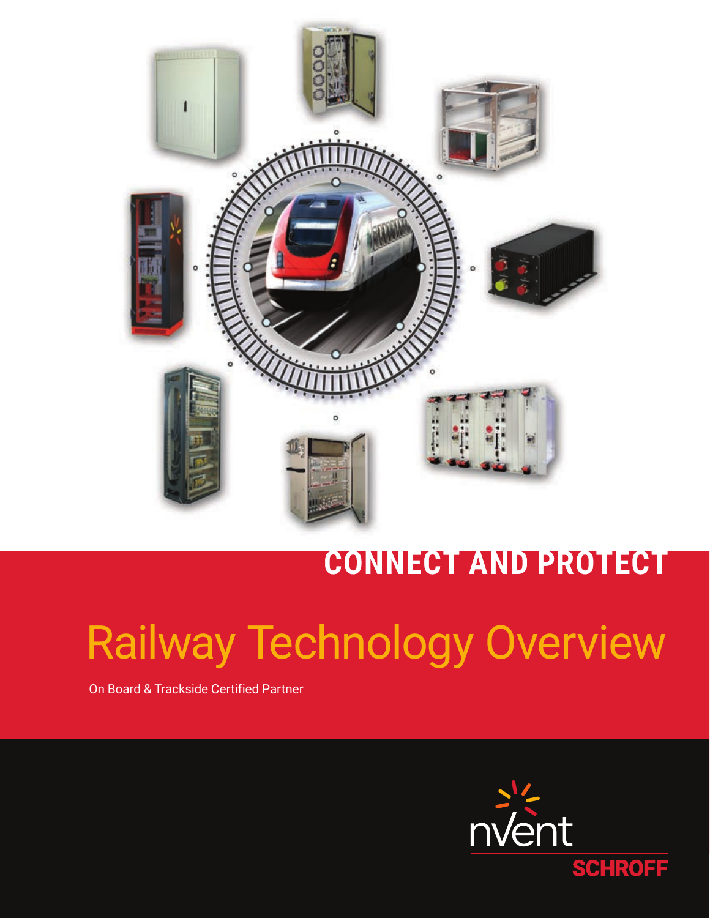**CONNECT AND PROTECT**

# Railway Technology Overview

On Board & Trackside Certified Partner

nVent

SCHROFF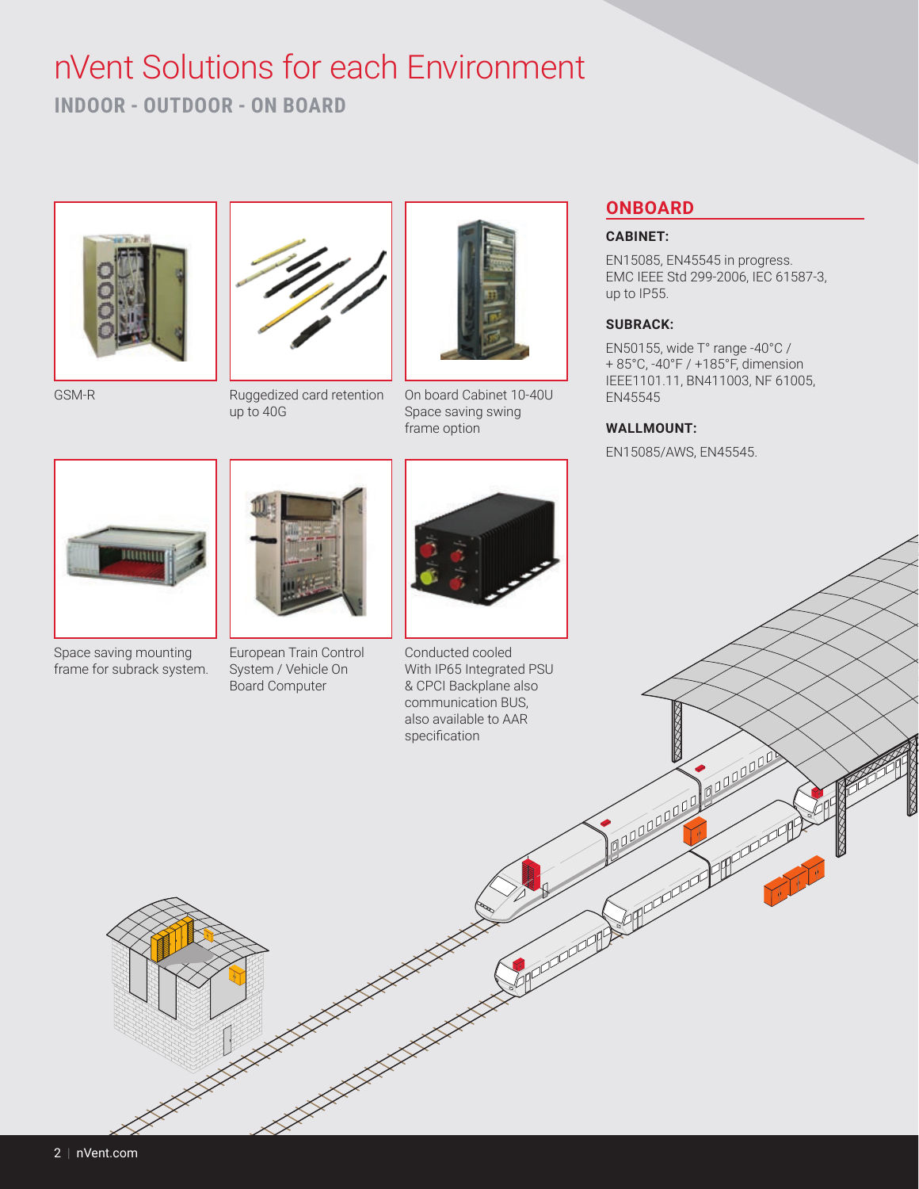# nVent Solutions for each Environment

## INDOOR - OUTDOOR - ON BOARD

GSM-R

Ruggedized card retention up to 40G

On board Cabinet 10-40U Space saving swing frame option

Space saving mounting frame for subrack system.

European Train Control System / Vehicle On Board Computer

Conducted cooled With IP65 Integrated PSU & CPCI Backplane also communication BUS, also available to AAR specification

## ONBOARD

### CABINET:

EN15085, EN45545 in progress.
EMC IEEE Std 299-2006, IEC 61587-3, up to IP55.

### SUBRACK:

EN50155, wide T° range -40°C / + 85°C, -40°F / +185°F, dimension IEEE1101.11, BN411003, NF 61005, EN45545

### WALLMOUNT:

EN15085/AWS, EN45545.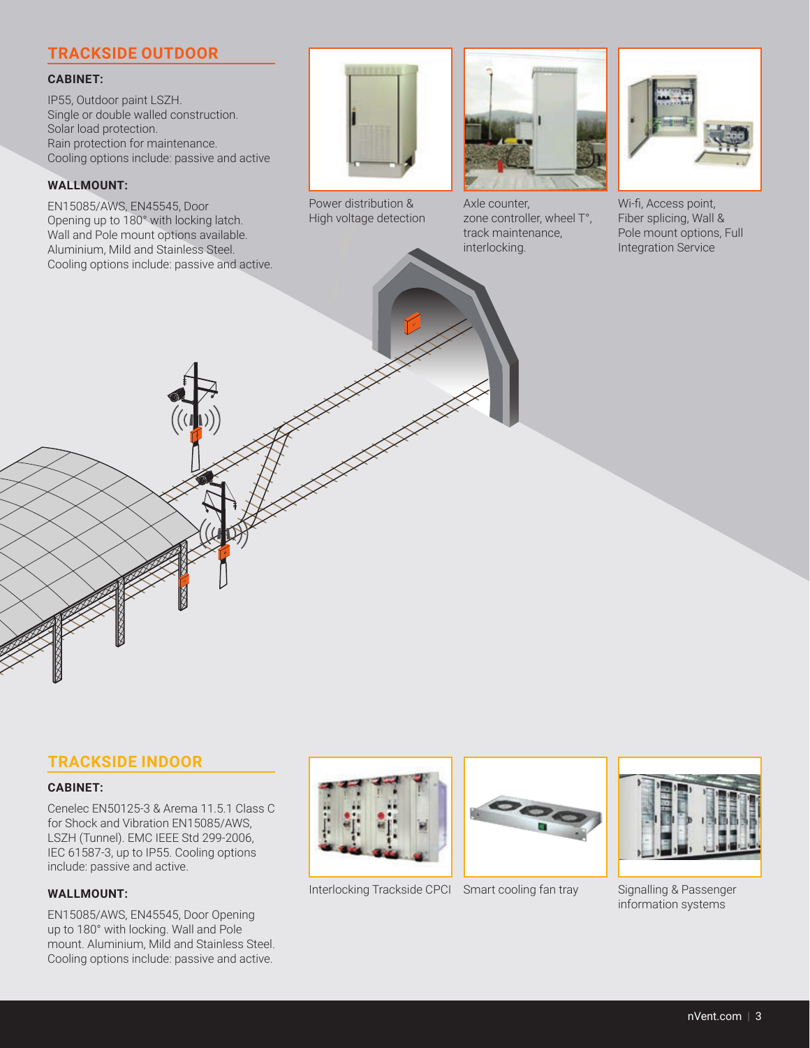## TRACKSIDE OUTDOOR

**CABINET:**

IP55, Outdoor paint LSZH.
Single or double walled construction.
Solar load protection.
Rain protection for maintenance.
Cooling options include: passive and active

**WALLMOUNT:**

EN15085/AWS, EN45545, Door Opening up to 180° with locking latch.
Wall and Pole mount options available.
Aluminium, Mild and Stainless Steel.
Cooling options include: passive and active.

Power distribution & High voltage detection

Axle counter, zone controller, wheel T°, track maintenance, interlocking.

Wi-fi, Access point, Fiber splicing, Wall & Pole mount options, Full Integration Service

## TRACKSIDE INDOOR

**CABINET:**

Cenelec EN50125-3 & Arema 11.5.1 Class C for Shock and Vibration EN15085/AWS, LSZH (Tunnel). EMC IEEE Std 299-2006, IEC 61587-3, up to IP55. Cooling options include: passive and active.

**WALLMOUNT:**

EN15085/AWS, EN45545, Door Opening up to 180° with locking. Wall and Pole mount. Aluminium, Mild and Stainless Steel. Cooling options include: passive and active.

Interlocking Trackside CPCI

Smart cooling fan tray

Signalling & Passenger information systems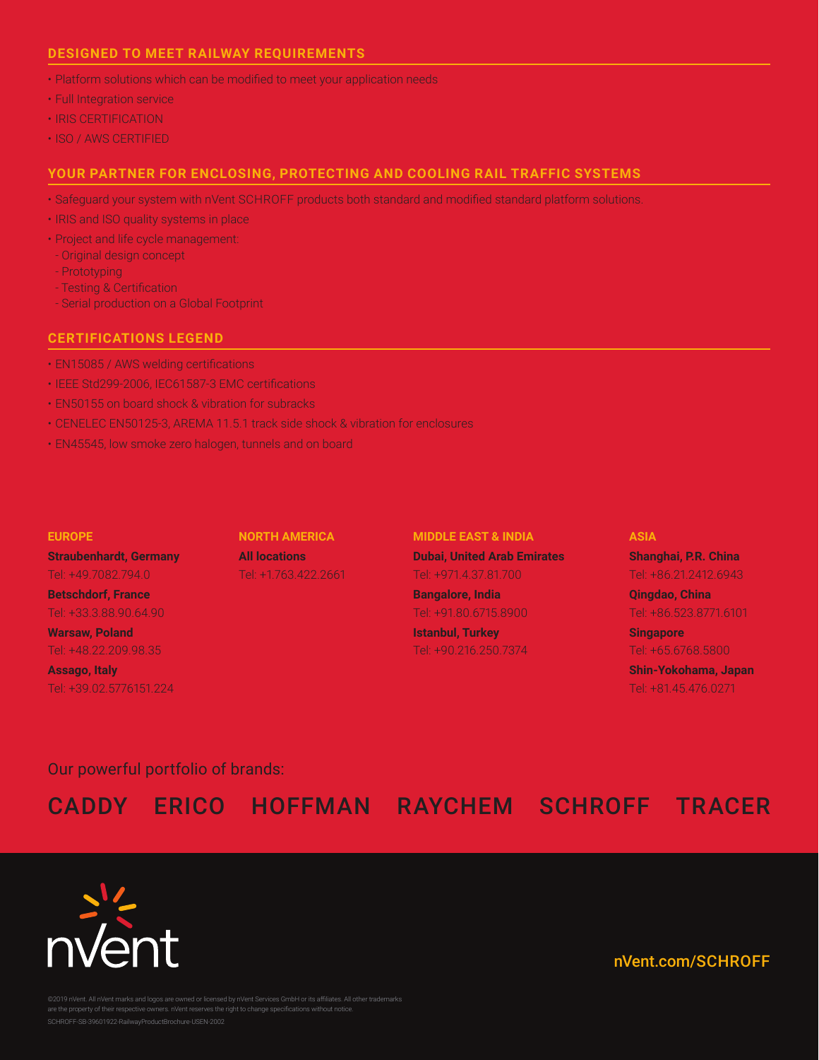## DESIGNED TO MEET RAILWAY REQUIREMENTS

- Platform solutions which can be modified to meet your application needs
- Full Integration service
- IRIS CERTIFICATION
- ISO / AWS CERTIFIED

## YOUR PARTNER FOR ENCLOSING, PROTECTING AND COOLING RAIL TRAFFIC SYSTEMS

- Safeguard your system with nVent SCHROFF products both standard and modified standard platform solutions.
- IRIS and ISO quality systems in place
- Project and life cycle management:
  - Original design concept
  - Prototyping
  - Testing & Certification
  - Serial production on a Global Footprint

## CERTIFICATIONS LEGEND

- EN15085 / AWS welding certifications
- IEEE Std299-2006, IEC61587-3 EMC certifications
- EN50155 on board shock & vibration for subracks
- CENELEC EN50125-3, AREMA 11.5.1 track side shock & vibration for enclosures
- EN45545, low smoke zero halogen, tunnels and on board

### EUROPE

**Straubenhardt, Germany**
Tel: +49.7082.794.0

**Betschdorf, France**
Tel: +33.3.88.90.64.90

**Warsaw, Poland**
Tel: +48.22.209.98.35

**Assago, Italy**
Tel: +39.02.5776151.224

### NORTH AMERICA

**All locations**
Tel: +1.763.422.2661

### MIDDLE EAST & INDIA

**Dubai, United Arab Emirates**
Tel: +971.4.37.81.700

**Bangalore, India**
Tel: +91.80.6715.8900

**Istanbul, Turkey**
Tel: +90.216.250.7374

### ASIA

**Shanghai, P.R. China**
Tel: +86.21.2412.6943

**Qingdao, China**
Tel: +86.523.8771.6101

**Singapore**
Tel: +65.6768.5800

**Shin-Yokohama, Japan**
Tel: +81.45.476.0271

Our powerful portfolio of brands:

CADDY ERICO HOFFMAN RAYCHEM SCHROFF TRACER

nVent

nVent.com/SCHROFF

©2019 nVent. All nVent marks and logos are owned or licensed by nVent Services GmbH or its affiliates. All other trademarks are the property of their respective owners. nVent reserves the right to change specifications without notice.

SCHROFF-SB-39601922-RailwayProductBrochure-USEN-2002